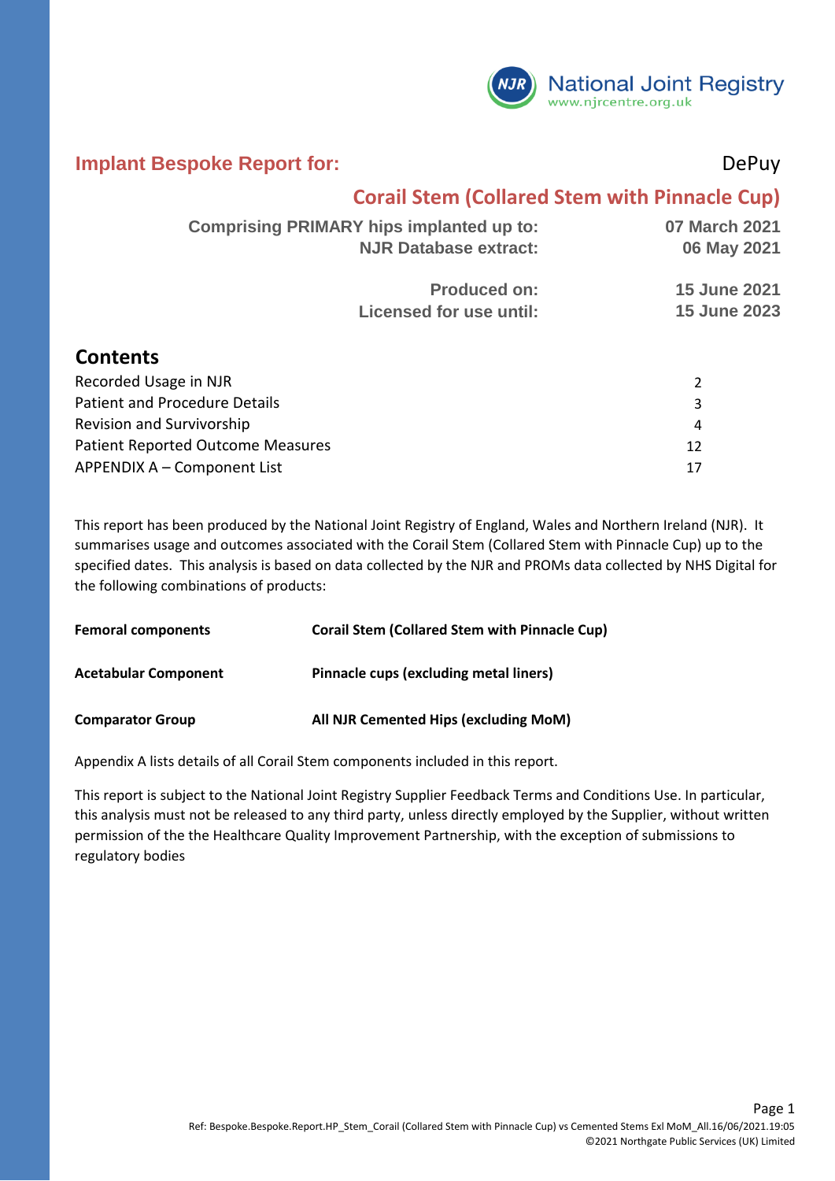National Joint Registry
www.njrcentre.org.uk

## Implant Bespoke Report for: DePuy

## Corail Stem (Collared Stem with Pinnacle Cup)

| | |
|---|---|
| **Comprising PRIMARY hips implanted up to:** | **07 March 2021** |
| **NJR Database extract:** | **06 May 2021** |
| **Produced on:** | **15 June 2021** |
| **Licensed for use until:** | **15 June 2023** |

## Contents

| | |
|---|---|
| Recorded Usage in NJR | 2 |
| Patient and Procedure Details | 3 |
| Revision and Survivorship | 4 |
| Patient Reported Outcome Measures | 12 |
| APPENDIX A – Component List | 17 |

This report has been produced by the National Joint Registry of England, Wales and Northern Ireland (NJR). It summarises usage and outcomes associated with the Corail Stem (Collared Stem with Pinnacle Cup) up to the specified dates. This analysis is based on data collected by the NJR and PROMs data collected by NHS Digital for the following combinations of products:

| | |
|---|---|
| **Femoral components** | **Corail Stem (Collared Stem with Pinnacle Cup)** |
| **Acetabular Component** | **Pinnacle cups (excluding metal liners)** |
| **Comparator Group** | **All NJR Cemented Hips (excluding MoM)** |

Appendix A lists details of all Corail Stem components included in this report.

This report is subject to the National Joint Registry Supplier Feedback Terms and Conditions Use. In particular, this analysis must not be released to any third party, unless directly employed by the Supplier, without written permission of the the Healthcare Quality Improvement Partnership, with the exception of submissions to regulatory bodies

Ref: Bespoke.Bespoke.Report.HP_Stem_Corail (Collared Stem with Pinnacle Cup) vs Cemented Stems Exl MoM_All.16/06/2021.19:05
©2021 Northgate Public Services (UK) Limited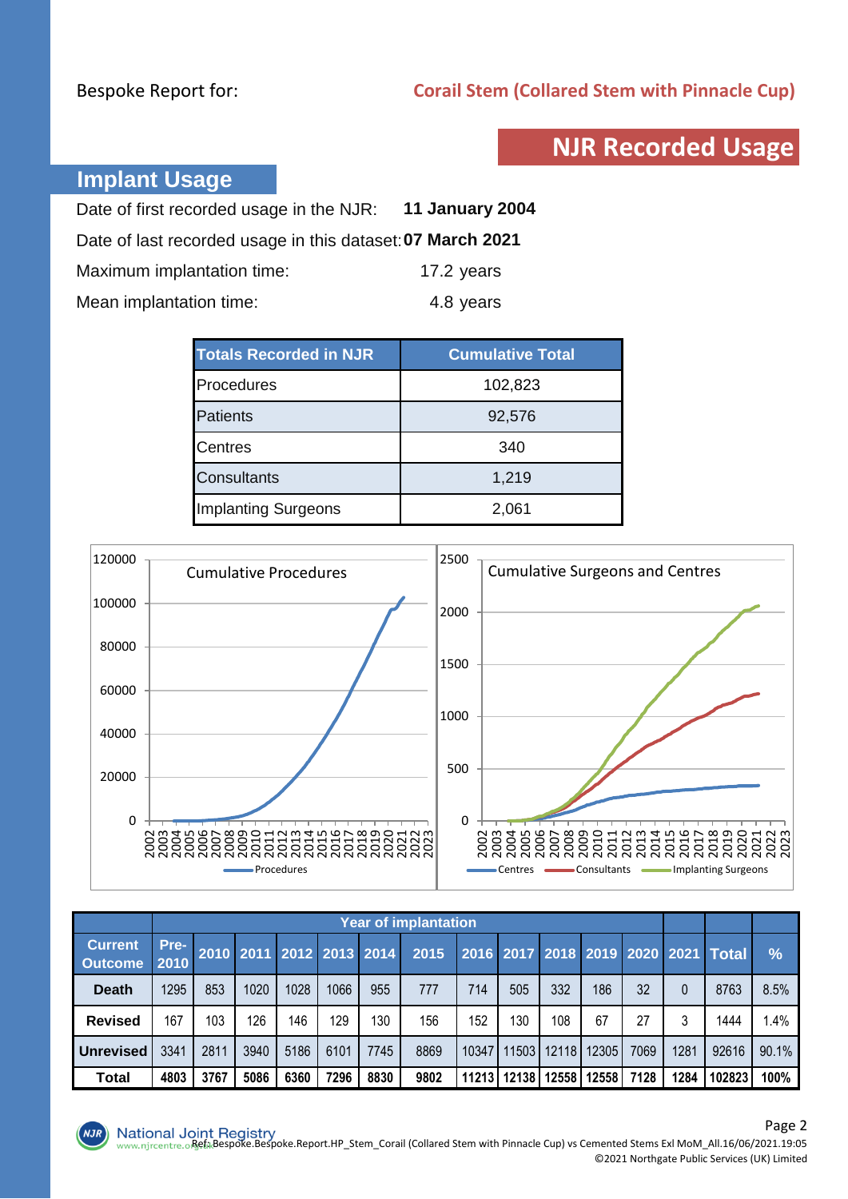Bespoke Report for: **Corail Stem (Collared Stem with Pinnacle Cup)**

# NJR Recorded Usage

## Implant Usage

Date of first recorded usage in the NJR: **11 January 2004**

Date of last recorded usage in this dataset: **07 March 2021**

Maximum implantation time: 17.2 years

Mean implantation time: 4.8 years

| Totals Recorded in NJR | Cumulative Total |
|---|---|
| Procedures | 102,823 |
| Patients | 92,576 |
| Centres | 340 |
| Consultants | 1,219 |
| Implanting Surgeons | 2,061 |

Cumulative Procedures

Cumulative Surgeons and Centres

| Current Outcome | Year of implantation | | | | | | | | | | | | | Total | % |
|---|---|---|---|---|---|---|---|---|---|---|---|---|---|---|---|
| | Pre-2010 | 2010 | 2011 | 2012 | 2013 | 2014 | 2015 | 2016 | 2017 | 2018 | 2019 | 2020 | 2021 | | |
| **Death** | 1295 | 853 | 1020 | 1028 | 1066 | 955 | 777 | 714 | 505 | 332 | 186 | 32 | 0 | 8763 | 8.5% |
| **Revised** | 167 | 103 | 126 | 146 | 129 | 130 | 156 | 152 | 130 | 108 | 67 | 27 | 3 | 1444 | 1.4% |
| **Unrevised** | 3341 | 2811 | 3940 | 5186 | 6101 | 7745 | 8869 | 10347 | 11503 | 12118 | 12305 | 7069 | 1281 | 92616 | 90.1% |
| **Total** | **4803** | **3767** | **5086** | **6360** | **7296** | **8830** | **9802** | **11213** | **12138** | **12558** | **12558** | **7128** | **1284** | **102823** | **100%** |

National Joint Registry www.njrcentre.org.uk

Ref: Bespoke.Bespoke.Report.HP_Stem_Corail (Collared Stem with Pinnacle Cup) vs Cemented Stems Exl MoM_All.16/06/2021.19:05

©2021 Northgate Public Services (UK) Limited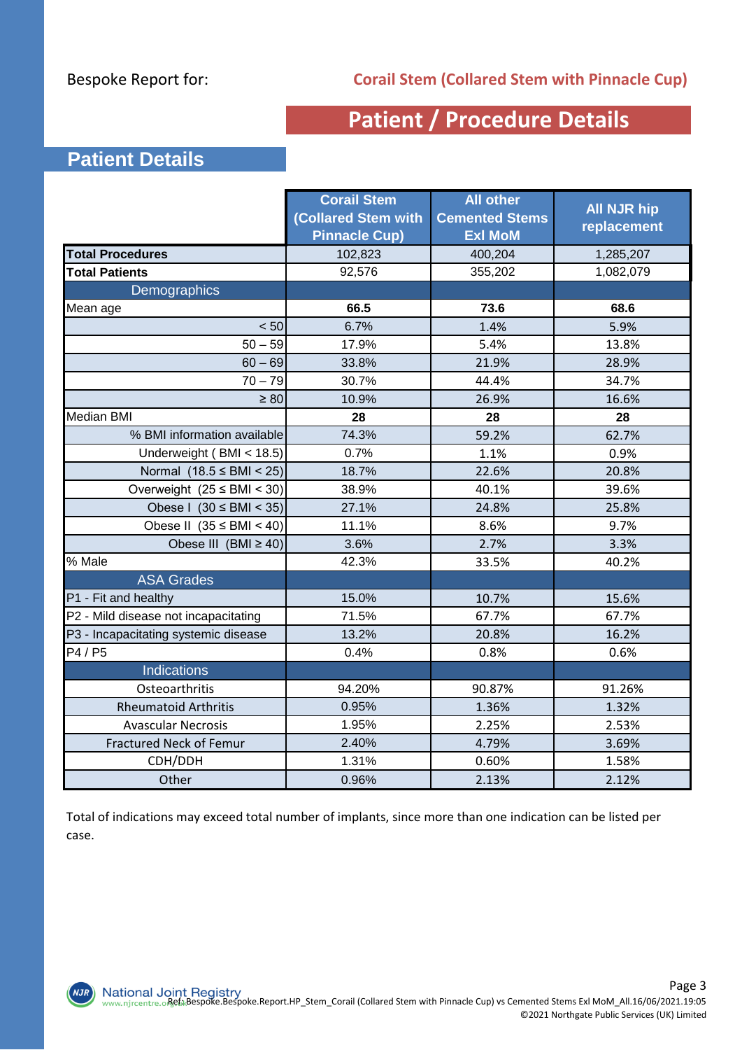Bespoke Report for: **Corail Stem (Collared Stem with Pinnacle Cup)**

# Patient / Procedure Details

## Patient Details

| | Corail Stem (Collared Stem with Pinnacle Cup) | All other Cemented Stems Exl MoM | All NJR hip replacement |
|---|---|---|---|
| **Total Procedures** | 102,823 | 400,204 | 1,285,207 |
| **Total Patients** | 92,576 | 355,202 | 1,082,079 |
| Demographics | | | |
| Mean age | **66.5** | **73.6** | **68.6** |
| < 50 | 6.7% | 1.4% | 5.9% |
| 50 – 59 | 17.9% | 5.4% | 13.8% |
| 60 – 69 | 33.8% | 21.9% | 28.9% |
| 70 – 79 | 30.7% | 44.4% | 34.7% |
| ≥ 80 | 10.9% | 26.9% | 16.6% |
| Median BMI | **28** | **28** | **28** |
| % BMI information available | 74.3% | 59.2% | 62.7% |
| Underweight ( BMI < 18.5) | 0.7% | 1.1% | 0.9% |
| Normal (18.5 ≤ BMI < 25) | 18.7% | 22.6% | 20.8% |
| Overweight (25 ≤ BMI < 30) | 38.9% | 40.1% | 39.6% |
| Obese I (30 ≤ BMI < 35) | 27.1% | 24.8% | 25.8% |
| Obese II (35 ≤ BMI < 40) | 11.1% | 8.6% | 9.7% |
| Obese III (BMI ≥ 40) | 3.6% | 2.7% | 3.3% |
| % Male | 42.3% | 33.5% | 40.2% |
| ASA Grades | | | |
| P1 - Fit and healthy | 15.0% | 10.7% | 15.6% |
| P2 - Mild disease not incapacitating | 71.5% | 67.7% | 67.7% |
| P3 - Incapacitating systemic disease | 13.2% | 20.8% | 16.2% |
| P4 / P5 | 0.4% | 0.8% | 0.6% |
| Indications | | | |
| Osteoarthritis | 94.20% | 90.87% | 91.26% |
| Rheumatoid Arthritis | 0.95% | 1.36% | 1.32% |
| Avascular Necrosis | 1.95% | 2.25% | 2.53% |
| Fractured Neck of Femur | 2.40% | 4.79% | 3.69% |
| CDH/DDH | 1.31% | 0.60% | 1.58% |
| Other | 0.96% | 2.13% | 2.12% |

Total of indications may exceed total number of implants, since more than one indication can be listed per case.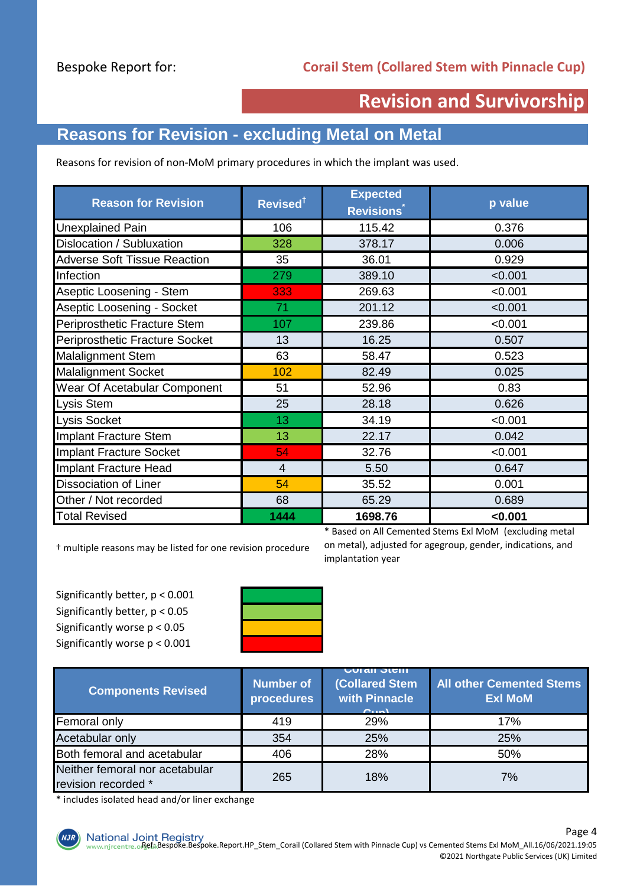Bespoke Report for: **Corail Stem (Collared Stem with Pinnacle Cup)**

# Revision and Survivorship

## Reasons for Revision - excluding Metal on Metal

Reasons for revision of non-MoM primary procedures in which the implant was used.

| Reason for Revision | Revised† | Expected Revisions* | p value |
|---|---|---|---|
| Unexplained Pain | 106 | 115.42 | 0.376 |
| Dislocation / Subluxation | 328 | 378.17 | 0.006 |
| Adverse Soft Tissue Reaction | 35 | 36.01 | 0.929 |
| Infection | 279 | 389.10 | <0.001 |
| Aseptic Loosening - Stem | 333 | 269.63 | <0.001 |
| Aseptic Loosening - Socket | 71 | 201.12 | <0.001 |
| Periprosthetic Fracture Stem | 107 | 239.86 | <0.001 |
| Periprosthetic Fracture Socket | 13 | 16.25 | 0.507 |
| Malalignment Stem | 63 | 58.47 | 0.523 |
| Malalignment Socket | 102 | 82.49 | 0.025 |
| Wear Of Acetabular Component | 51 | 52.96 | 0.83 |
| Lysis Stem | 25 | 28.18 | 0.626 |
| Lysis Socket | 13 | 34.19 | <0.001 |
| Implant Fracture Stem | 13 | 22.17 | 0.042 |
| Implant Fracture Socket | 54 | 32.76 | <0.001 |
| Implant Fracture Head | 4 | 5.50 | 0.647 |
| Dissociation of Liner | 54 | 35.52 | 0.001 |
| Other / Not recorded | 68 | 65.29 | 0.689 |
| Total Revised | **1444** | **1698.76** | **<0.001** |

† multiple reasons may be listed for one revision procedure

* Based on All Cemented Stems Exl MoM (excluding metal on metal), adjusted for agegroup, gender, indications, and implantation year

Significantly better, $p < 0.001$ (dark green)
Significantly better, $p < 0.05$ (light green)
Significantly worse $p < 0.05$ (amber)
Significantly worse $p < 0.001$ (red)

| Components Revised | Number of procedures | Corail Stem (Collared Stem with Pinnacle Cup) | All other Cemented Stems Exl MoM |
|---|---|---|---|
| Femoral only | 419 | 29% | 17% |
| Acetabular only | 354 | 25% | 25% |
| Both femoral and acetabular | 406 | 28% | 50% |
| Neither femoral nor acetabular revision recorded * | 265 | 18% | 7% |

* includes isolated head and/or liner exchange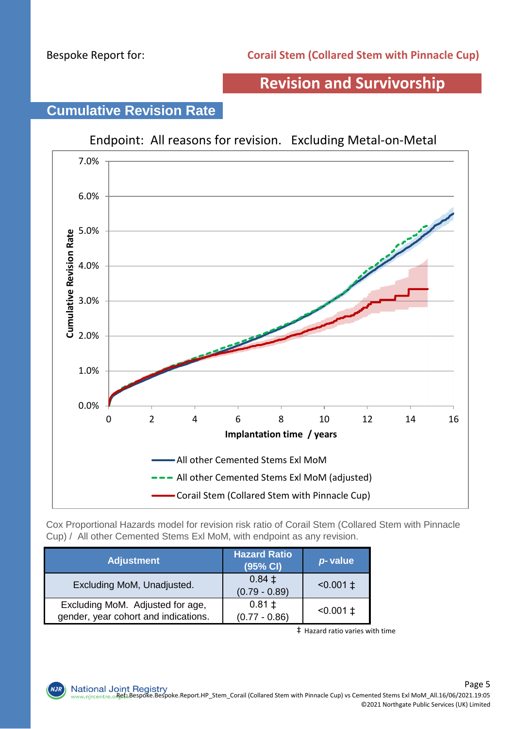Bespoke Report for: **Corail Stem (Collared Stem with Pinnacle Cup)**

# Revision and Survivorship

## Cumulative Revision Rate

Endpoint: All reasons for revision. Excluding Metal-on-Metal

Cumulative Revision Rate

7.0%
6.0%
5.0%
4.0%
3.0%
2.0%
1.0%
0.0%

0 2 4 6 8 10 12 14 16

**Implantation time / years**

- All other Cemented Stems Exl MoM
- All other Cemented Stems Exl MoM (adjusted)
- Corail Stem (Collared Stem with Pinnacle Cup)

Cox Proportional Hazards model for revision risk ratio of Corail Stem (Collared Stem with Pinnacle Cup) / All other Cemented Stems Exl MoM, with endpoint as any revision.

| Adjustment | Hazard Ratio (95% CI) | *p*- value |
|---|---|---|
| Excluding MoM, Unadjusted. | 0.84 ‡ (0.79 - 0.89) | <0.001 ‡ |
| Excluding MoM. Adjusted for age, gender, year cohort and indications. | 0.81 ‡ (0.77 - 0.86) | <0.001 ‡ |

‡ Hazard ratio varies with time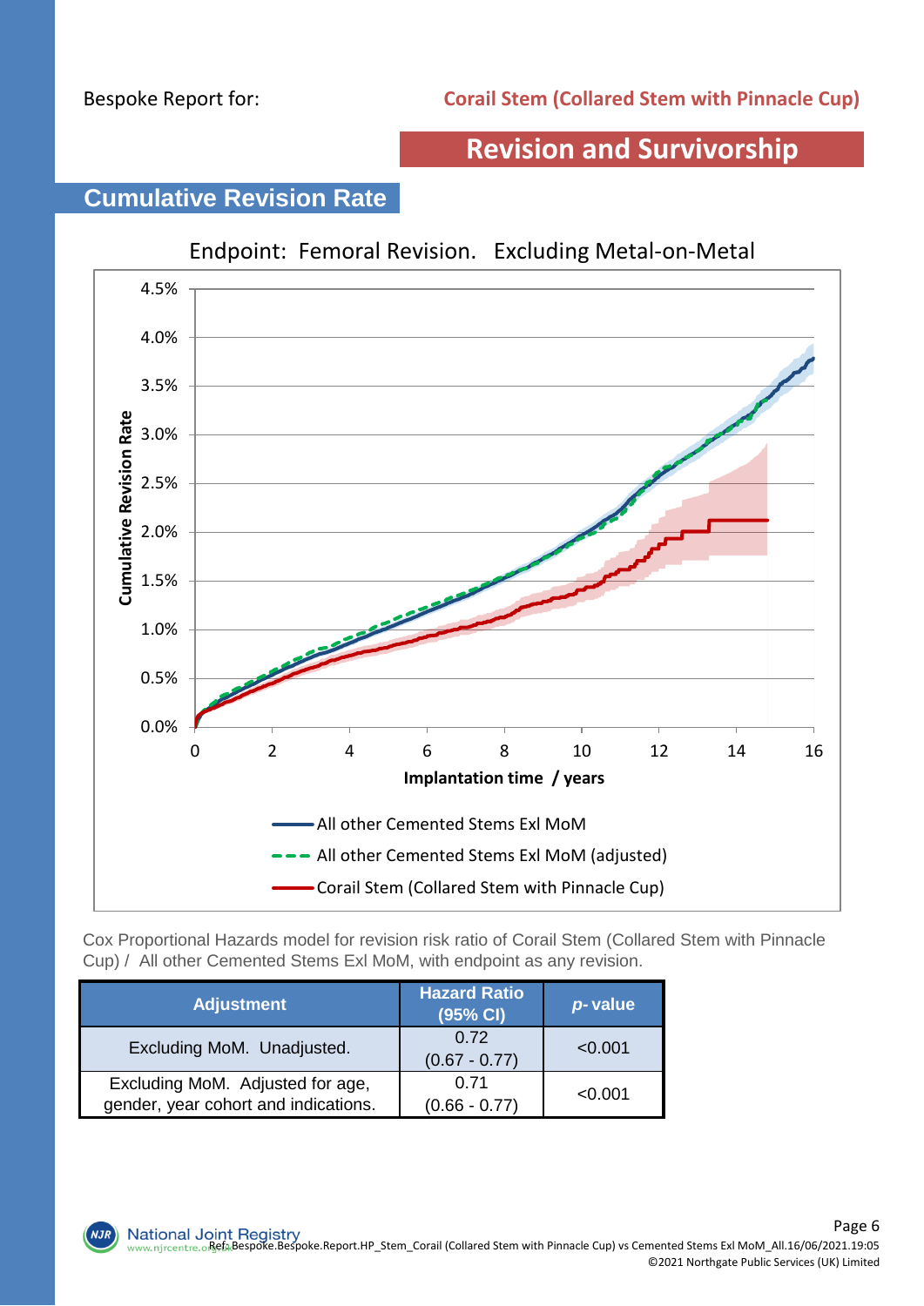Bespoke Report for: **Corail Stem (Collared Stem with Pinnacle Cup)**

# Revision and Survivorship

## Cumulative Revision Rate

Endpoint: Femoral Revision. Excluding Metal-on-Metal

Cox Proportional Hazards model for revision risk ratio of Corail Stem (Collared Stem with Pinnacle Cup) / All other Cemented Stems Exl MoM, with endpoint as any revision.

| Adjustment | Hazard Ratio (95% CI) | *p*- value |
|---|---|---|
| Excluding MoM. Unadjusted. | 0.72 (0.67 - 0.77) | <0.001 |
| Excluding MoM. Adjusted for age, gender, year cohort and indications. | 0.71 (0.66 - 0.77) | <0.001 |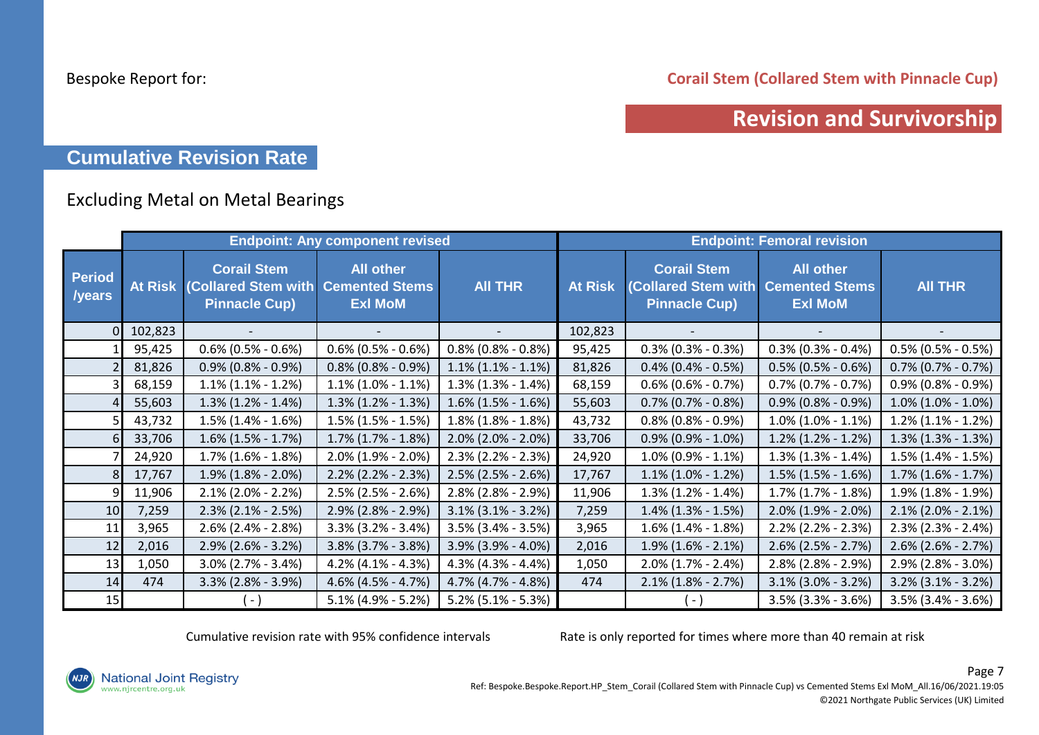Bespoke Report for: **Corail Stem (Collared Stem with Pinnacle Cup)**

# Revision and Survivorship

## Cumulative Revision Rate

### Excluding Metal on Metal Bearings

| | Endpoint: Any component revised | | | | Endpoint: Femoral revision | | | |
|---|---|---|---|---|---|---|---|---|
| Period /years | At Risk | Corail Stem (Collared Stem with Pinnacle Cup) | All other Cemented Stems Exl MoM | All THR | At Risk | Corail Stem (Collared Stem with Pinnacle Cup) | All other Cemented Stems Exl MoM | All THR |
| 0 | 102,823 | - | - | - | 102,823 | - | - | - |
| 1 | 95,425 | 0.6% (0.5% - 0.6%) | 0.6% (0.5% - 0.6%) | 0.8% (0.8% - 0.8%) | 95,425 | 0.3% (0.3% - 0.3%) | 0.3% (0.3% - 0.4%) | 0.5% (0.5% - 0.5%) |
| 2 | 81,826 | 0.9% (0.8% - 0.9%) | 0.8% (0.8% - 0.9%) | 1.1% (1.1% - 1.1%) | 81,826 | 0.4% (0.4% - 0.5%) | 0.5% (0.5% - 0.6%) | 0.7% (0.7% - 0.7%) |
| 3 | 68,159 | 1.1% (1.1% - 1.2%) | 1.1% (1.0% - 1.1%) | 1.3% (1.3% - 1.4%) | 68,159 | 0.6% (0.6% - 0.7%) | 0.7% (0.7% - 0.7%) | 0.9% (0.8% - 0.9%) |
| 4 | 55,603 | 1.3% (1.2% - 1.4%) | 1.3% (1.2% - 1.3%) | 1.6% (1.5% - 1.6%) | 55,603 | 0.7% (0.7% - 0.8%) | 0.9% (0.8% - 0.9%) | 1.0% (1.0% - 1.0%) |
| 5 | 43,732 | 1.5% (1.4% - 1.6%) | 1.5% (1.5% - 1.5%) | 1.8% (1.8% - 1.8%) | 43,732 | 0.8% (0.8% - 0.9%) | 1.0% (1.0% - 1.1%) | 1.2% (1.1% - 1.2%) |
| 6 | 33,706 | 1.6% (1.5% - 1.7%) | 1.7% (1.7% - 1.8%) | 2.0% (2.0% - 2.0%) | 33,706 | 0.9% (0.9% - 1.0%) | 1.2% (1.2% - 1.2%) | 1.3% (1.3% - 1.3%) |
| 7 | 24,920 | 1.7% (1.6% - 1.8%) | 2.0% (1.9% - 2.0%) | 2.3% (2.2% - 2.3%) | 24,920 | 1.0% (0.9% - 1.1%) | 1.3% (1.3% - 1.4%) | 1.5% (1.4% - 1.5%) |
| 8 | 17,767 | 1.9% (1.8% - 2.0%) | 2.2% (2.2% - 2.3%) | 2.5% (2.5% - 2.6%) | 17,767 | 1.1% (1.0% - 1.2%) | 1.5% (1.5% - 1.6%) | 1.7% (1.6% - 1.7%) |
| 9 | 11,906 | 2.1% (2.0% - 2.2%) | 2.5% (2.5% - 2.6%) | 2.8% (2.8% - 2.9%) | 11,906 | 1.3% (1.2% - 1.4%) | 1.7% (1.7% - 1.8%) | 1.9% (1.8% - 1.9%) |
| 10 | 7,259 | 2.3% (2.1% - 2.5%) | 2.9% (2.8% - 2.9%) | 3.1% (3.1% - 3.2%) | 7,259 | 1.4% (1.3% - 1.5%) | 2.0% (1.9% - 2.0%) | 2.1% (2.0% - 2.1%) |
| 11 | 3,965 | 2.6% (2.4% - 2.8%) | 3.3% (3.2% - 3.4%) | 3.5% (3.4% - 3.5%) | 3,965 | 1.6% (1.4% - 1.8%) | 2.2% (2.2% - 2.3%) | 2.3% (2.3% - 2.4%) |
| 12 | 2,016 | 2.9% (2.6% - 3.2%) | 3.8% (3.7% - 3.8%) | 3.9% (3.9% - 4.0%) | 2,016 | 1.9% (1.6% - 2.1%) | 2.6% (2.5% - 2.7%) | 2.6% (2.6% - 2.7%) |
| 13 | 1,050 | 3.0% (2.7% - 3.4%) | 4.2% (4.1% - 4.3%) | 4.3% (4.3% - 4.4%) | 1,050 | 2.0% (1.7% - 2.4%) | 2.8% (2.8% - 2.9%) | 2.9% (2.8% - 3.0%) |
| 14 | 474 | 3.3% (2.8% - 3.9%) | 4.6% (4.5% - 4.7%) | 4.7% (4.7% - 4.8%) | 474 | 2.1% (1.8% - 2.7%) | 3.1% (3.0% - 3.2%) | 3.2% (3.1% - 3.2%) |
| 15 | | ( - ) | 5.1% (4.9% - 5.2%) | 5.2% (5.1% - 5.3%) | | ( - ) | 3.5% (3.3% - 3.6%) | 3.5% (3.4% - 3.6%) |

Cumulative revision rate with 95% confidence intervals

Rate is only reported for times where more than 40 remain at risk

National Joint Registry
www.njrcentre.org.uk

Ref: Bespoke.Bespoke.Report.HP_Stem_Corail (Collared Stem with Pinnacle Cup) vs Cemented Stems Exl MoM_All.16/06/2021.19:05

©2021 Northgate Public Services (UK) Limited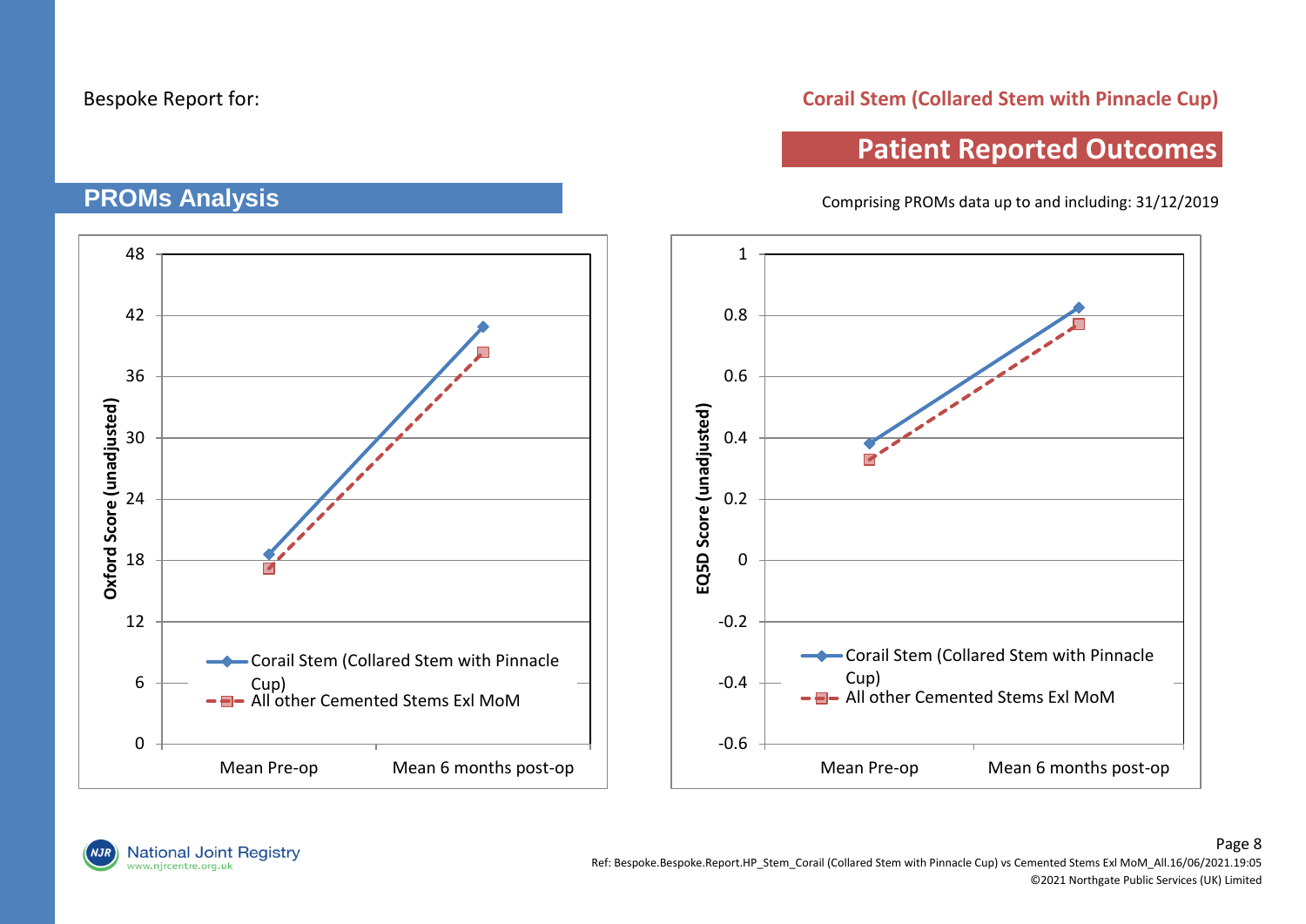Bespoke Report for: **Corail Stem (Collared Stem with Pinnacle Cup)**

# Patient Reported Outcomes

## PROMs Analysis

Comprising PROMs data up to and including: 31/12/2019

Oxford Score (unadjusted)

- Corail Stem (Collared Stem with Pinnacle Cup)
- All other Cemented Stems Exl MoM

Mean Pre-op | Mean 6 months post-op

EQ5D Score (unadjusted)

- Corail Stem (Collared Stem with Pinnacle Cup)
- All other Cemented Stems Exl MoM

Mean Pre-op | Mean 6 months post-op

Ref: Bespoke.Bespoke.Report.HP_Stem_Corail (Collared Stem with Pinnacle Cup) vs Cemented Stems Exl MoM_All.16/06/2021.19:05

©2021 Northgate Public Services (UK) Limited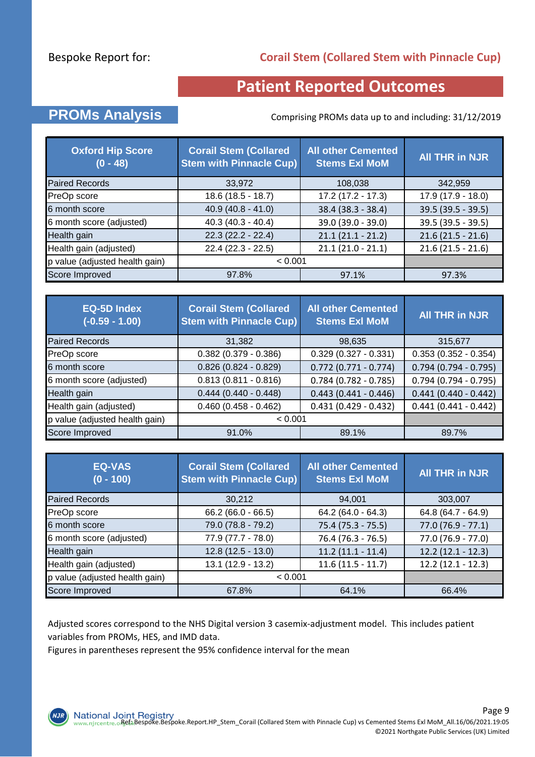Bespoke Report for: **Corail Stem (Collared Stem with Pinnacle Cup)**

# Patient Reported Outcomes

## PROMs Analysis

Comprising PROMs data up to and including: 31/12/2019

| Oxford Hip Score (0 - 48) | Corail Stem (Collared Stem with Pinnacle Cup) | All other Cemented Stems Exl MoM | All THR in NJR |
|---|---|---|---|
| Paired Records | 33,972 | 108,038 | 342,959 |
| PreOp score | 18.6 (18.5 - 18.7) | 17.2 (17.2 - 17.3) | 17.9 (17.9 - 18.0) |
| 6 month score | 40.9 (40.8 - 41.0) | 38.4 (38.3 - 38.4) | 39.5 (39.5 - 39.5) |
| 6 month score (adjusted) | 40.3 (40.3 - 40.4) | 39.0 (39.0 - 39.0) | 39.5 (39.5 - 39.5) |
| Health gain | 22.3 (22.2 - 22.4) | 21.1 (21.1 - 21.2) | 21.6 (21.5 - 21.6) |
| Health gain (adjusted) | 22.4 (22.3 - 22.5) | 21.1 (21.0 - 21.1) | 21.6 (21.5 - 21.6) |
| p value (adjusted health gain) | < 0.001 | | |
| Score Improved | 97.8% | 97.1% | 97.3% |

| EQ-5D Index (-0.59 - 1.00) | Corail Stem (Collared Stem with Pinnacle Cup) | All other Cemented Stems Exl MoM | All THR in NJR |
|---|---|---|---|
| Paired Records | 31,382 | 98,635 | 315,677 |
| PreOp score | 0.382 (0.379 - 0.386) | 0.329 (0.327 - 0.331) | 0.353 (0.352 - 0.354) |
| 6 month score | 0.826 (0.824 - 0.829) | 0.772 (0.771 - 0.774) | 0.794 (0.794 - 0.795) |
| 6 month score (adjusted) | 0.813 (0.811 - 0.816) | 0.784 (0.782 - 0.785) | 0.794 (0.794 - 0.795) |
| Health gain | 0.444 (0.440 - 0.448) | 0.443 (0.441 - 0.446) | 0.441 (0.440 - 0.442) |
| Health gain (adjusted) | 0.460 (0.458 - 0.462) | 0.431 (0.429 - 0.432) | 0.441 (0.441 - 0.442) |
| p value (adjusted health gain) | < 0.001 | | |
| Score Improved | 91.0% | 89.1% | 89.7% |

| EQ-VAS (0 - 100) | Corail Stem (Collared Stem with Pinnacle Cup) | All other Cemented Stems Exl MoM | All THR in NJR |
|---|---|---|---|
| Paired Records | 30,212 | 94,001 | 303,007 |
| PreOp score | 66.2 (66.0 - 66.5) | 64.2 (64.0 - 64.3) | 64.8 (64.7 - 64.9) |
| 6 month score | 79.0 (78.8 - 79.2) | 75.4 (75.3 - 75.5) | 77.0 (76.9 - 77.1) |
| 6 month score (adjusted) | 77.9 (77.7 - 78.0) | 76.4 (76.3 - 76.5) | 77.0 (76.9 - 77.0) |
| Health gain | 12.8 (12.5 - 13.0) | 11.2 (11.1 - 11.4) | 12.2 (12.1 - 12.3) |
| Health gain (adjusted) | 13.1 (12.9 - 13.2) | 11.6 (11.5 - 11.7) | 12.2 (12.1 - 12.3) |
| p value (adjusted health gain) | < 0.001 | | |
| Score Improved | 67.8% | 64.1% | 66.4% |

Adjusted scores correspond to the NHS Digital version 3 casemix-adjustment model. This includes patient variables from PROMs, HES, and IMD data.

Figures in parentheses represent the 95% confidence interval for the mean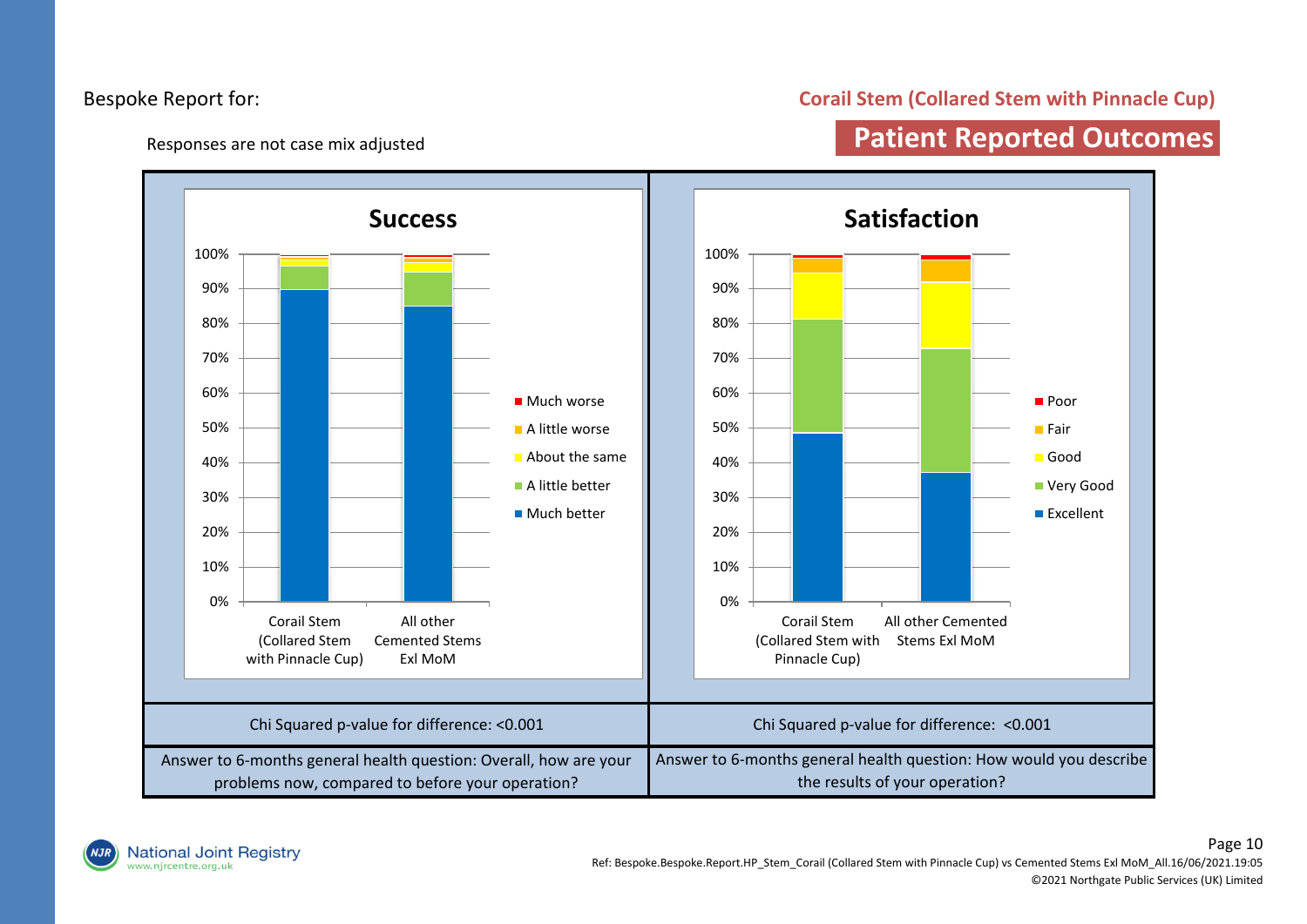Bespoke Report for:

**Corail Stem (Collared Stem with Pinnacle Cup)**

Responses are not case mix adjusted

## Patient Reported Outcomes

### Success

Legend: Much worse, A little worse, About the same, A little better, Much better

Categories: Corail Stem (Collared Stem with Pinnacle Cup); All other Cemented Stems Exl MoM

### Satisfaction

Legend: Poor, Fair, Good, Very Good, Excellent

Categories: Corail Stem (Collared Stem with Pinnacle Cup); All other Cemented Stems Exl MoM

| Success | Satisfaction |
|---|---|
| Chi Squared p-value for difference: <0.001 | Chi Squared p-value for difference: <0.001 |
| Answer to 6-months general health question: Overall, how are your problems now, compared to before your operation? | Answer to 6-months general health question: How would you describe the results of your operation? |

Ref: Bespoke.Bespoke.Report.HP_Stem_Corail (Collared Stem with Pinnacle Cup) vs Cemented Stems Exl MoM_All.16/06/2021.19:05

©2021 Northgate Public Services (UK) Limited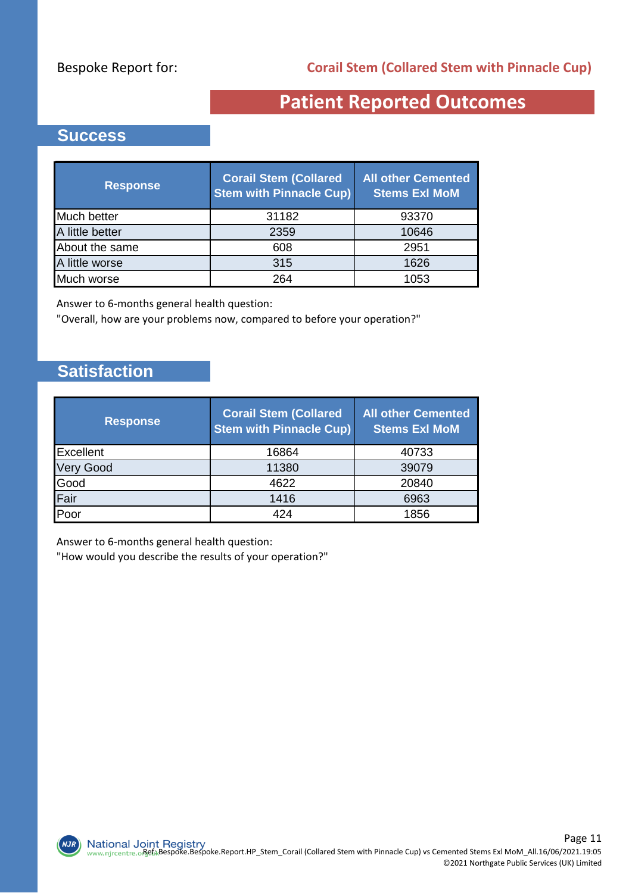Bespoke Report for: **Corail Stem (Collared Stem with Pinnacle Cup)**

# Patient Reported Outcomes

## Success

| Response | Corail Stem (Collared Stem with Pinnacle Cup) | All other Cemented Stems Exl MoM |
|---|---|---|
| Much better | 31182 | 93370 |
| A little better | 2359 | 10646 |
| About the same | 608 | 2951 |
| A little worse | 315 | 1626 |
| Much worse | 264 | 1053 |

Answer to 6-months general health question:
"Overall, how are your problems now, compared to before your operation?"

## Satisfaction

| Response | Corail Stem (Collared Stem with Pinnacle Cup) | All other Cemented Stems Exl MoM |
|---|---|---|
| Excellent | 16864 | 40733 |
| Very Good | 11380 | 39079 |
| Good | 4622 | 20840 |
| Fair | 1416 | 6963 |
| Poor | 424 | 1856 |

Answer to 6-months general health question:
"How would you describe the results of your operation?"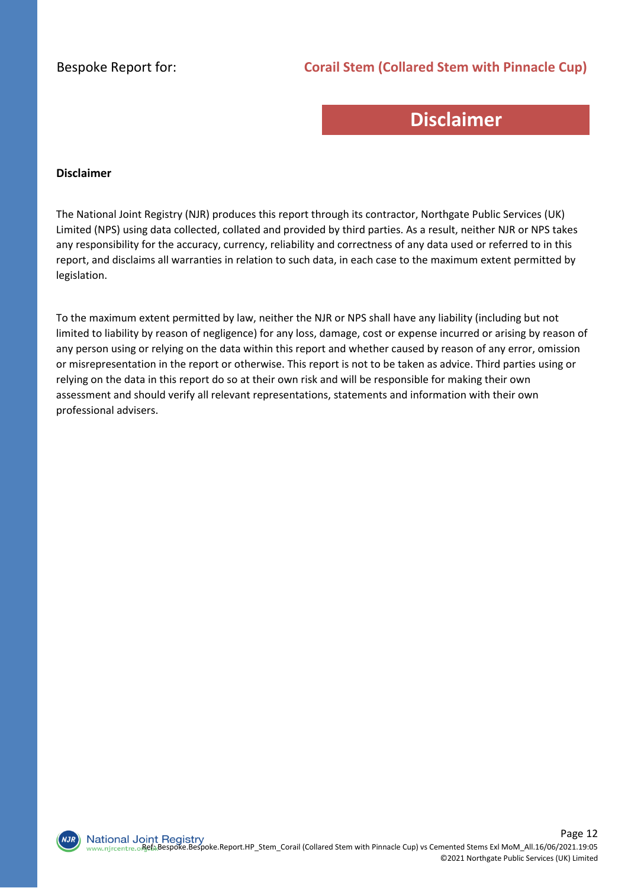# Disclaimer

**Disclaimer**

The National Joint Registry (NJR) produces this report through its contractor, Northgate Public Services (UK) Limited (NPS) using data collected, collated and provided by third parties. As a result, neither NJR or NPS takes any responsibility for the accuracy, currency, reliability and correctness of any data used or referred to in this report, and disclaims all warranties in relation to such data, in each case to the maximum extent permitted by legislation.

To the maximum extent permitted by law, neither the NJR or NPS shall have any liability (including but not limited to liability by reason of negligence) for any loss, damage, cost or expense incurred or arising by reason of any person using or relying on the data within this report and whether caused by reason of any error, omission or misrepresentation in the report or otherwise. This report is not to be taken as advice. Third parties using or relying on the data in this report do so at their own risk and will be responsible for making their own assessment and should verify all relevant representations, statements and information with their own professional advisers.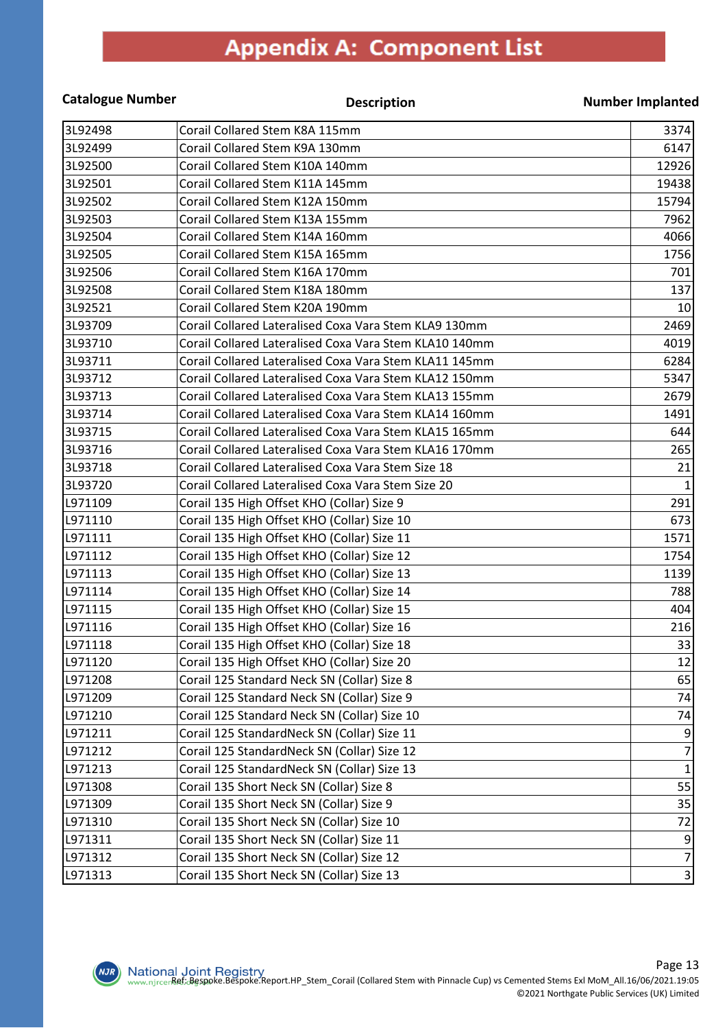# Appendix A: Component List

| Catalogue Number | Description | Number Implanted |
|---|---|---|
| 3L92498 | Corail Collared Stem K8A 115mm | 3374 |
| 3L92499 | Corail Collared Stem K9A 130mm | 6147 |
| 3L92500 | Corail Collared Stem K10A 140mm | 12926 |
| 3L92501 | Corail Collared Stem K11A 145mm | 19438 |
| 3L92502 | Corail Collared Stem K12A 150mm | 15794 |
| 3L92503 | Corail Collared Stem K13A 155mm | 7962 |
| 3L92504 | Corail Collared Stem K14A 160mm | 4066 |
| 3L92505 | Corail Collared Stem K15A 165mm | 1756 |
| 3L92506 | Corail Collared Stem K16A 170mm | 701 |
| 3L92508 | Corail Collared Stem K18A 180mm | 137 |
| 3L92521 | Corail Collared Stem K20A 190mm | 10 |
| 3L93709 | Corail Collared Lateralised Coxa Vara Stem KLA9 130mm | 2469 |
| 3L93710 | Corail Collared Lateralised Coxa Vara Stem KLA10 140mm | 4019 |
| 3L93711 | Corail Collared Lateralised Coxa Vara Stem KLA11 145mm | 6284 |
| 3L93712 | Corail Collared Lateralised Coxa Vara Stem KLA12 150mm | 5347 |
| 3L93713 | Corail Collared Lateralised Coxa Vara Stem KLA13 155mm | 2679 |
| 3L93714 | Corail Collared Lateralised Coxa Vara Stem KLA14 160mm | 1491 |
| 3L93715 | Corail Collared Lateralised Coxa Vara Stem KLA15 165mm | 644 |
| 3L93716 | Corail Collared Lateralised Coxa Vara Stem KLA16 170mm | 265 |
| 3L93718 | Corail Collared Lateralised Coxa Vara Stem Size 18 | 21 |
| 3L93720 | Corail Collared Lateralised Coxa Vara Stem Size 20 | 1 |
| L971109 | Corail 135 High Offset KHO (Collar) Size 9 | 291 |
| L971110 | Corail 135 High Offset KHO (Collar) Size 10 | 673 |
| L971111 | Corail 135 High Offset KHO (Collar) Size 11 | 1571 |
| L971112 | Corail 135 High Offset KHO (Collar) Size 12 | 1754 |
| L971113 | Corail 135 High Offset KHO (Collar) Size 13 | 1139 |
| L971114 | Corail 135 High Offset KHO (Collar) Size 14 | 788 |
| L971115 | Corail 135 High Offset KHO (Collar) Size 15 | 404 |
| L971116 | Corail 135 High Offset KHO (Collar) Size 16 | 216 |
| L971118 | Corail 135 High Offset KHO (Collar) Size 18 | 33 |
| L971120 | Corail 135 High Offset KHO (Collar) Size 20 | 12 |
| L971208 | Corail 125 Standard Neck SN (Collar) Size 8 | 65 |
| L971209 | Corail 125 Standard Neck SN (Collar) Size 9 | 74 |
| L971210 | Corail 125 Standard Neck SN (Collar) Size 10 | 74 |
| L971211 | Corail 125 StandardNeck SN (Collar) Size 11 | 9 |
| L971212 | Corail 125 StandardNeck SN (Collar) Size 12 | 7 |
| L971213 | Corail 125 StandardNeck SN (Collar) Size 13 | 1 |
| L971308 | Corail 135 Short Neck SN (Collar) Size 8 | 55 |
| L971309 | Corail 135 Short Neck SN (Collar) Size 9 | 35 |
| L971310 | Corail 135 Short Neck SN (Collar) Size 10 | 72 |
| L971311 | Corail 135 Short Neck SN (Collar) Size 11 | 9 |
| L971312 | Corail 135 Short Neck SN (Collar) Size 12 | 7 |
| L971313 | Corail 135 Short Neck SN (Collar) Size 13 | 3 |